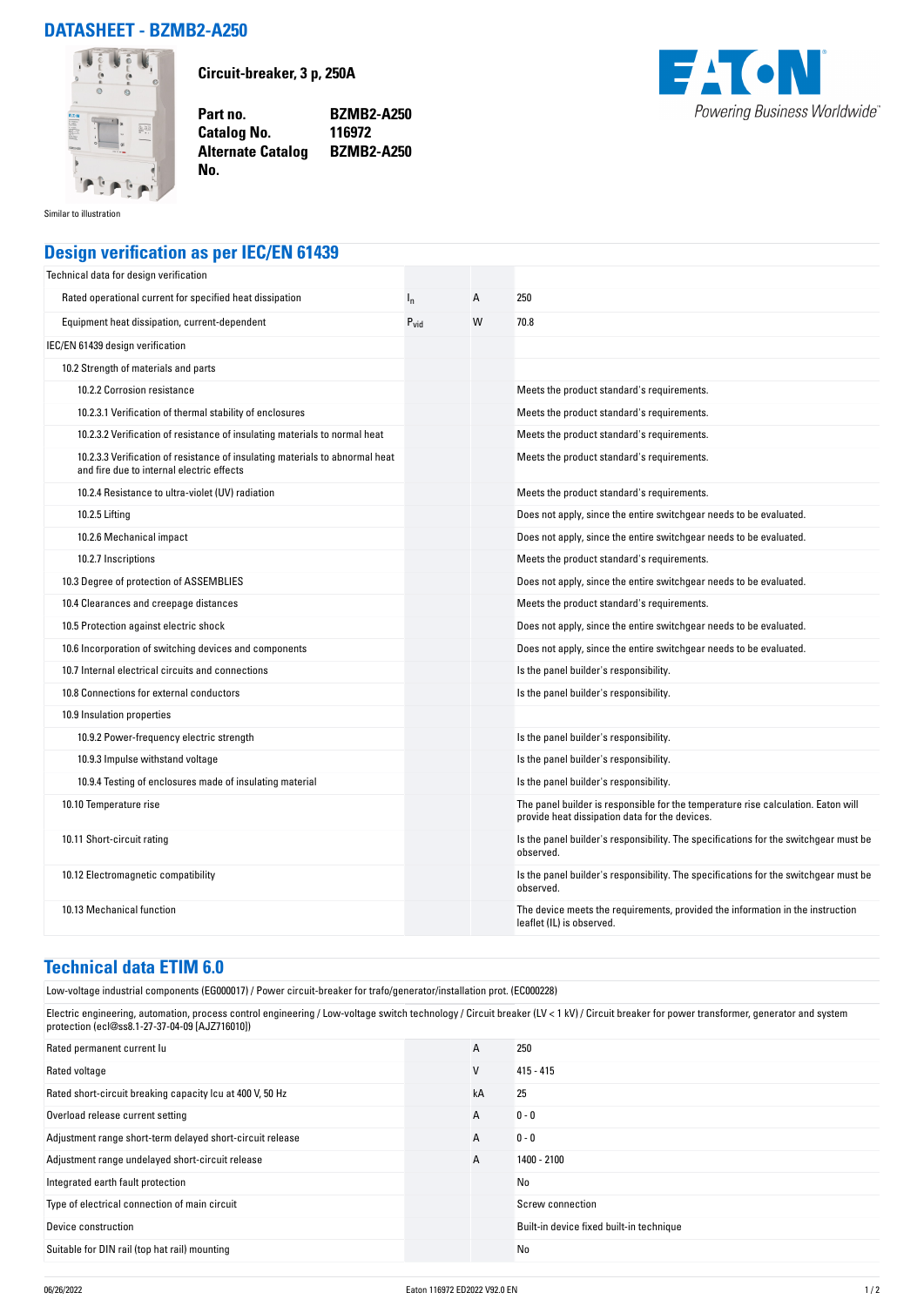# DATASHEET - BZMB2-A250

**Circuit-breaker, 3 p, 250A**

| | |
|---|---|
| **Part no.** | **BZMB2-A250** |
| **Catalog No.** | **116972** |
| **Alternate Catalog No.** | **BZMB2-A250** |

Similar to illustration

## Design verification as per IEC/EN 61439

| | | | |
|---|---|---|---|
| Technical data for design verification | | | |
| Rated operational current for specified heat dissipation | $I_n$ | A | 250 |
| Equipment heat dissipation, current-dependent | $P_{vid}$ | W | 70.8 |
| IEC/EN 61439 design verification | | | |
| 10.2 Strength of materials and parts | | | |
| 10.2.2 Corrosion resistance | | | Meets the product standard's requirements. |
| 10.2.3.1 Verification of thermal stability of enclosures | | | Meets the product standard's requirements. |
| 10.2.3.2 Verification of resistance of insulating materials to normal heat | | | Meets the product standard's requirements. |
| 10.2.3.3 Verification of resistance of insulating materials to abnormal heat and fire due to internal electric effects | | | Meets the product standard's requirements. |
| 10.2.4 Resistance to ultra-violet (UV) radiation | | | Meets the product standard's requirements. |
| 10.2.5 Lifting | | | Does not apply, since the entire switchgear needs to be evaluated. |
| 10.2.6 Mechanical impact | | | Does not apply, since the entire switchgear needs to be evaluated. |
| 10.2.7 Inscriptions | | | Meets the product standard's requirements. |
| 10.3 Degree of protection of ASSEMBLIES | | | Does not apply, since the entire switchgear needs to be evaluated. |
| 10.4 Clearances and creepage distances | | | Meets the product standard's requirements. |
| 10.5 Protection against electric shock | | | Does not apply, since the entire switchgear needs to be evaluated. |
| 10.6 Incorporation of switching devices and components | | | Does not apply, since the entire switchgear needs to be evaluated. |
| 10.7 Internal electrical circuits and connections | | | Is the panel builder's responsibility. |
| 10.8 Connections for external conductors | | | Is the panel builder's responsibility. |
| 10.9 Insulation properties | | | |
| 10.9.2 Power-frequency electric strength | | | Is the panel builder's responsibility. |
| 10.9.3 Impulse withstand voltage | | | Is the panel builder's responsibility. |
| 10.9.4 Testing of enclosures made of insulating material | | | Is the panel builder's responsibility. |
| 10.10 Temperature rise | | | The panel builder is responsible for the temperature rise calculation. Eaton will provide heat dissipation data for the devices. |
| 10.11 Short-circuit rating | | | Is the panel builder's responsibility. The specifications for the switchgear must be observed. |
| 10.12 Electromagnetic compatibility | | | Is the panel builder's responsibility. The specifications for the switchgear must be observed. |
| 10.13 Mechanical function | | | The device meets the requirements, provided the information in the instruction leaflet (IL) is observed. |

## Technical data ETIM 6.0

Low-voltage industrial components (EG000017) / Power circuit-breaker for trafo/generator/installation prot. (EC000228)

Electric engineering, automation, process control engineering / Low-voltage switch technology / Circuit breaker (LV < 1 kV) / Circuit breaker for power transformer, generator and system protection (ecl@ss8.1-27-37-04-09 [AJZ716010])

| | | |
|---|---|---|
| Rated permanent current Iu | A | 250 |
| Rated voltage | V | 415 - 415 |
| Rated short-circuit breaking capacity Icu at 400 V, 50 Hz | kA | 25 |
| Overload release current setting | A | 0 - 0 |
| Adjustment range short-term delayed short-circuit release | A | 0 - 0 |
| Adjustment range undelayed short-circuit release | A | 1400 - 2100 |
| Integrated earth fault protection | | No |
| Type of electrical connection of main circuit | | Screw connection |
| Device construction | | Built-in device fixed built-in technique |
| Suitable for DIN rail (top hat rail) mounting | | No |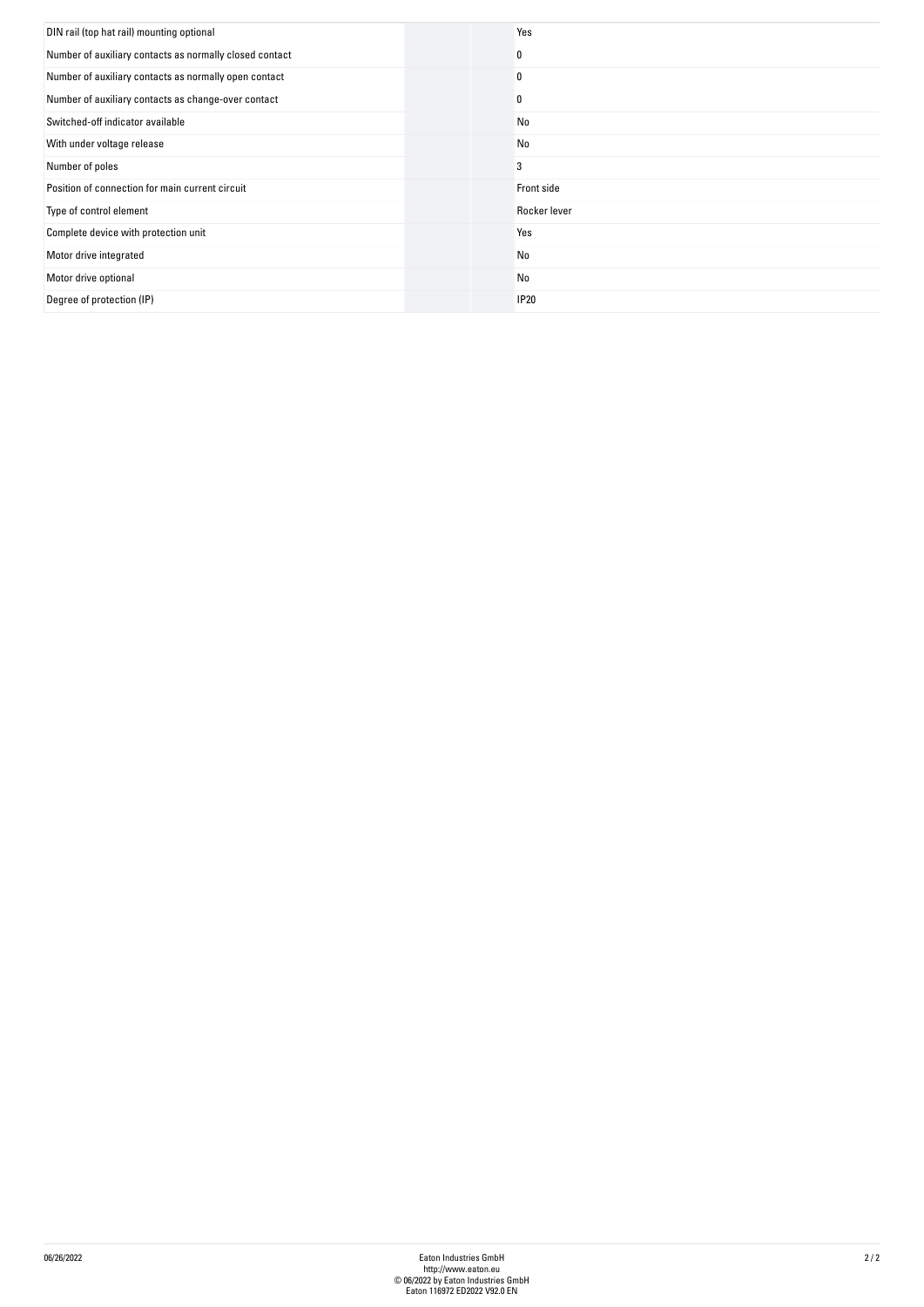| | | |
|---|---|---|
| DIN rail (top hat rail) mounting optional | | Yes |
| Number of auxiliary contacts as normally closed contact | | 0 |
| Number of auxiliary contacts as normally open contact | | 0 |
| Number of auxiliary contacts as change-over contact | | 0 |
| Switched-off indicator available | | No |
| With under voltage release | | No |
| Number of poles | | 3 |
| Position of connection for main current circuit | | Front side |
| Type of control element | | Rocker lever |
| Complete device with protection unit | | Yes |
| Motor drive integrated | | No |
| Motor drive optional | | No |
| Degree of protection (IP) | | IP20 |